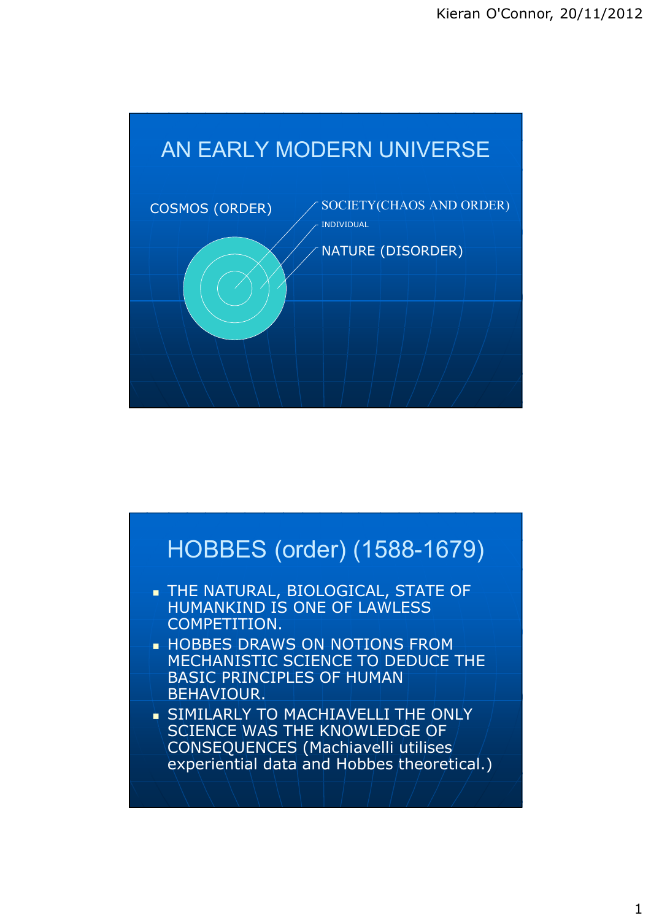## AN EARLY MODERN UNIVERSE

COSMOS (ORDER)

SOCIETY(CHAOS AND ORDER)

INDIVIDUAL

NATURE (DISORDER)

## HOBBES (order) (1588-1679)

- THE NATURAL, BIOLOGICAL, STATE OF HUMANKIND IS ONE OF LAWLESS COMPETITION.
- HOBBES DRAWS ON NOTIONS FROM MECHANISTIC SCIENCE TO DEDUCE THE BASIC PRINCIPLES OF HUMAN BEHAVIOUR.
- SIMILARLY TO MACHIAVELLI THE ONLY SCIENCE WAS THE KNOWLEDGE OF CONSEQUENCES (Machiavelli utilises experiential data and Hobbes theoretical.)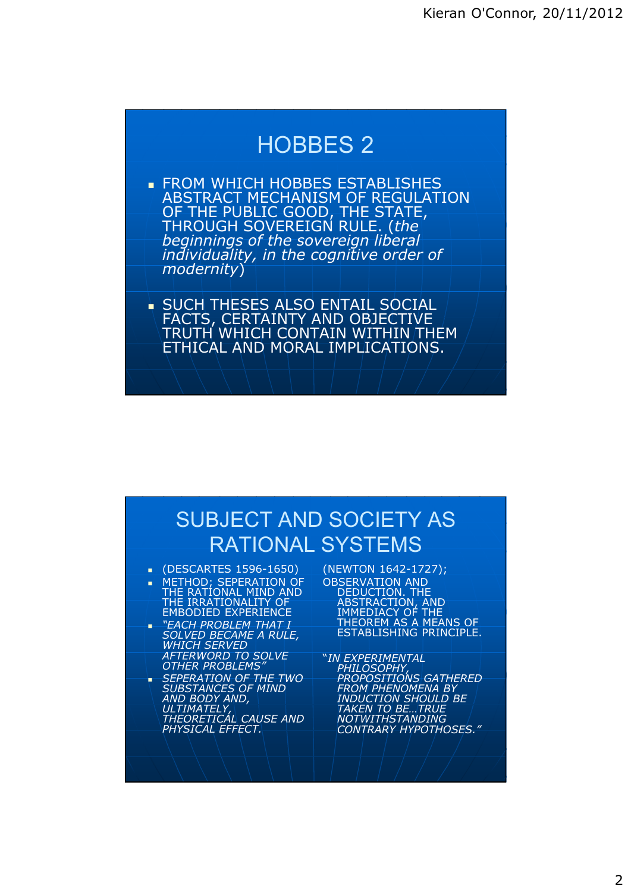## HOBBES 2

- FROM WHICH HOBBES ESTABLISHES ABSTRACT MECHANISM OF REGULATION OF THE PUBLIC GOOD, THE STATE, THROUGH SOVEREIGN RULE. (*the beginnings of the sovereign liberal individuality, in the cognitive order of modernity*)
- SUCH THESES ALSO ENTAIL SOCIAL FACTS, CERTAINTY AND OBJECTIVE TRUTH WHICH CONTAIN WITHIN THEM ETHICAL AND MORAL IMPLICATIONS.

## SUBJECT AND SOCIETY AS RATIONAL SYSTEMS

- (DESCARTES 1596-1650)
- METHOD; SEPERATION OF THE RATIONAL MIND AND THE IRRATIONALITY OF EMBODIED EXPERIENCE
- *"EACH PROBLEM THAT I SOLVED BECAME A RULE, WHICH SERVED AFTERWORD TO SOLVE OTHER PROBLEMS"*
- *SEPERATION OF THE TWO SUBSTANCES OF MIND AND BODY AND, ULTIMATELY, THEORETICAL CAUSE AND PHYSICAL EFFECT.*

(NEWTON 1642-1727);

OBSERVATION AND DEDUCTION. THE ABSTRACTION, AND IMMEDIACY OF THE THEOREM AS A MEANS OF ESTABLISHING PRINCIPLE.

*"IN EXPERIMENTAL PHILOSOPHY, PROPOSITIONS GATHERED FROM PHENOMENA BY INDUCTION SHOULD BE TAKEN TO BE…TRUE NOTWITHSTANDING CONTRARY HYPOTHOSES."*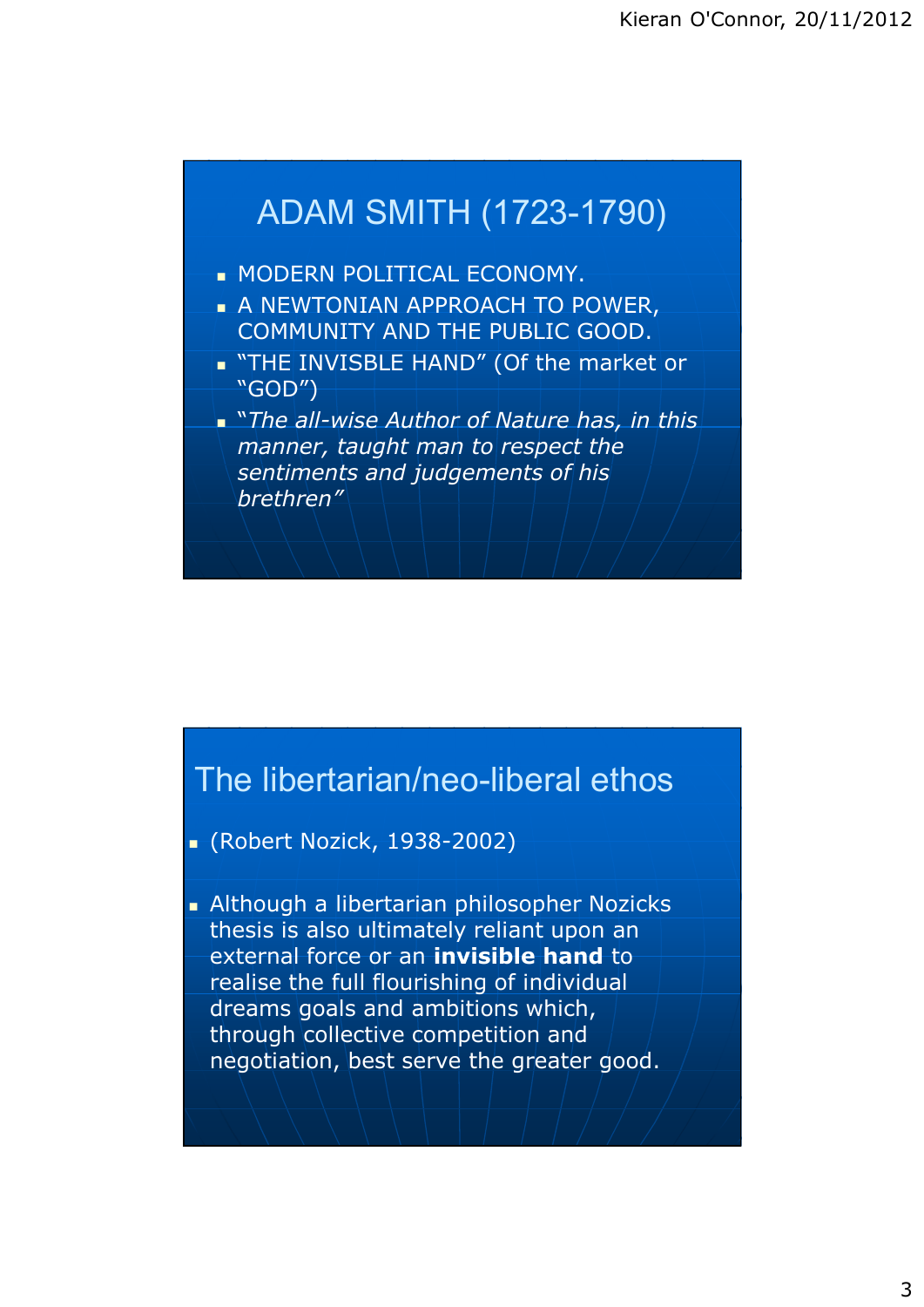## ADAM SMITH (1723-1790)

- MODERN POLITICAL ECONOMY.
- A NEWTONIAN APPROACH TO POWER, COMMUNITY AND THE PUBLIC GOOD.
- "THE INVISBLE HAND" (Of the market or "GOD")
- "*The all-wise Author of Nature has, in this manner, taught man to respect the sentiments and judgements of his brethren*"

## The libertarian/neo-liberal ethos

- (Robert Nozick, 1938-2002)
- Although a libertarian philosopher Nozicks thesis is also ultimately reliant upon an external force or an **invisible hand** to realise the full flourishing of individual dreams goals and ambitions which, through collective competition and negotiation, best serve the greater good.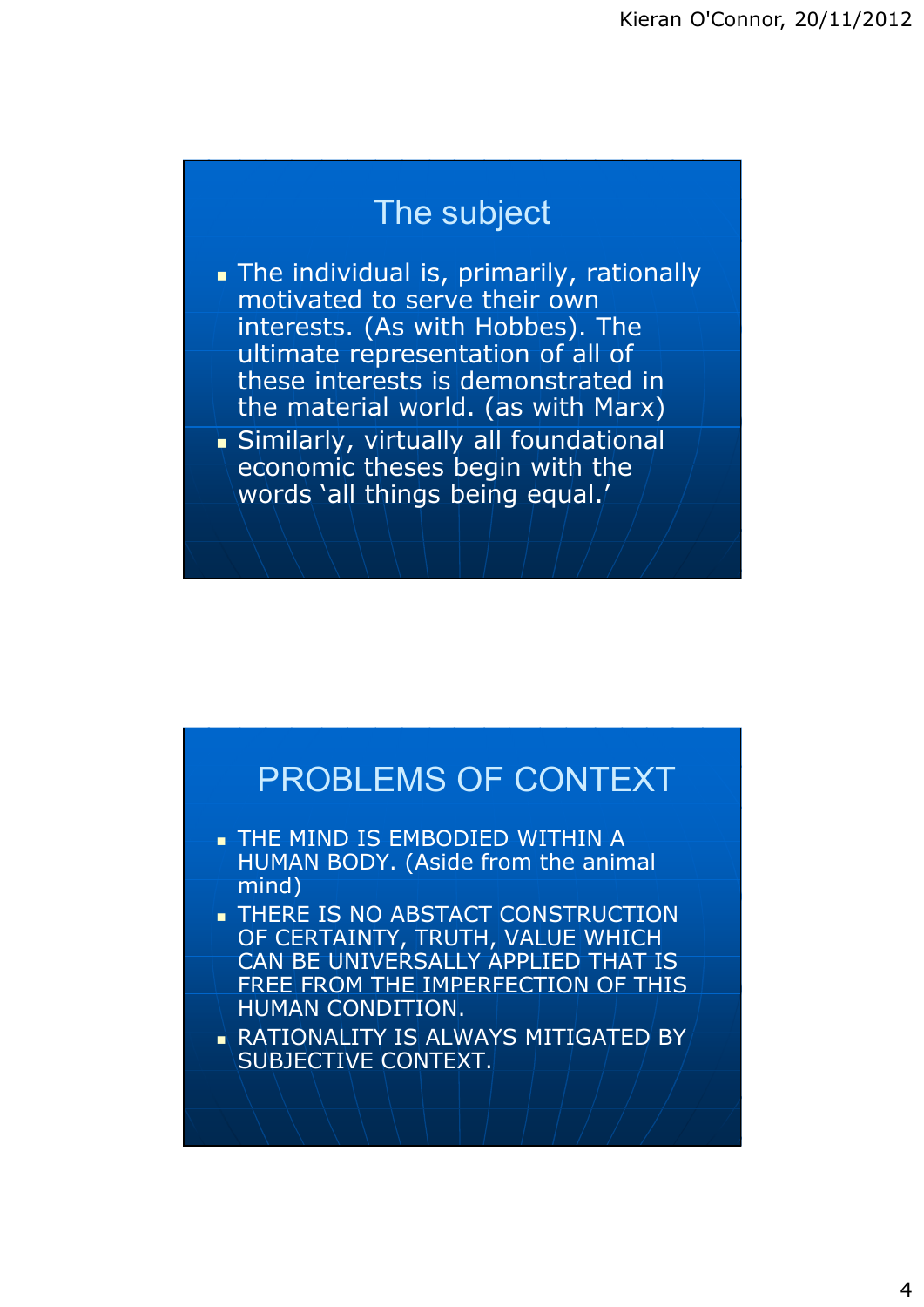## The subject

- The individual is, primarily, rationally motivated to serve their own interests. (As with Hobbes). The ultimate representation of all of these interests is demonstrated in the material world. (as with Marx)
- Similarly, virtually all foundational economic theses begin with the words 'all things being equal.'

## PROBLEMS OF CONTEXT

- THE MIND IS EMBODIED WITHIN A HUMAN BODY. (Aside from the animal mind)
- THERE IS NO ABSTACT CONSTRUCTION OF CERTAINTY, TRUTH, VALUE WHICH CAN BE UNIVERSALLY APPLIED THAT IS FREE FROM THE IMPERFECTION OF THIS HUMAN CONDITION.
- RATIONALITY IS ALWAYS MITIGATED BY SUBJECTIVE CONTEXT.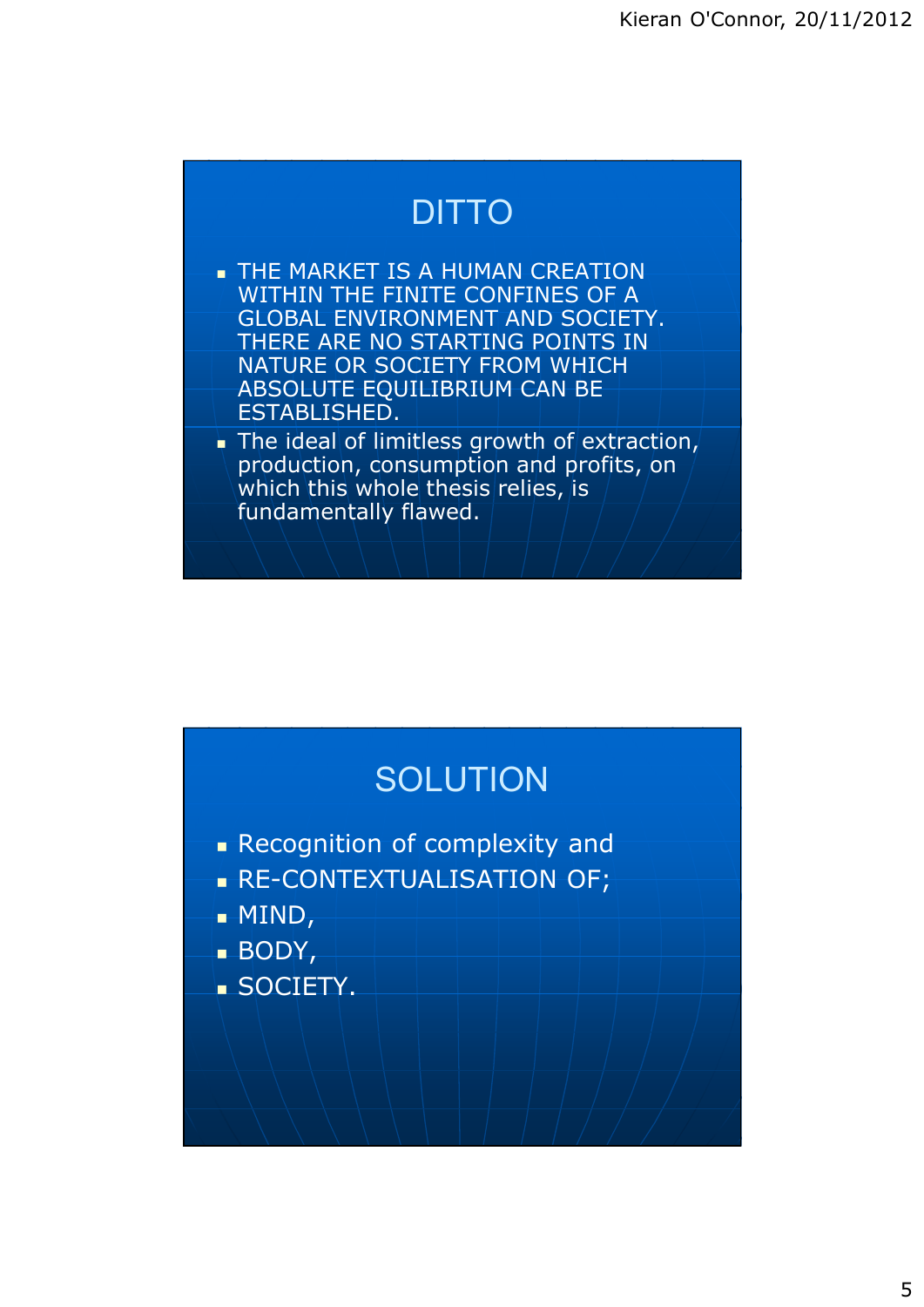## DITTO

- THE MARKET IS A HUMAN CREATION WITHIN THE FINITE CONFINES OF A GLOBAL ENVIRONMENT AND SOCIETY. THERE ARE NO STARTING POINTS IN NATURE OR SOCIETY FROM WHICH ABSOLUTE EQUILIBRIUM CAN BE ESTABLISHED.
- The ideal of limitless growth of extraction, production, consumption and profits, on which this whole thesis relies, is fundamentally flawed.

## SOLUTION

- Recognition of complexity and
- RE-CONTEXTUALISATION OF;
- MIND,
- BODY,
- SOCIETY.